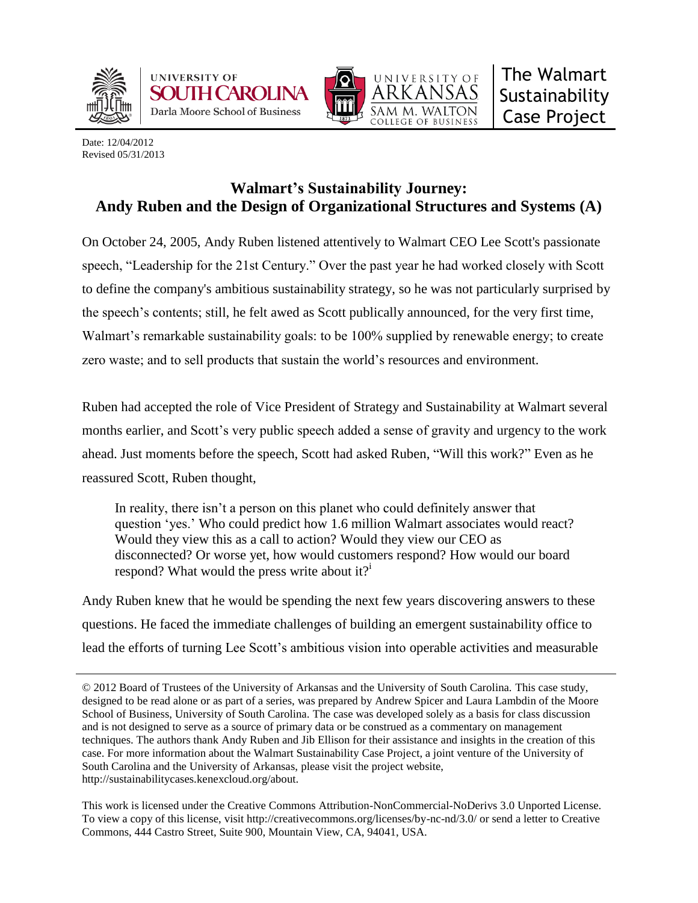UNIVERSITY OF SOUTH CAROLINA
Darla Moore School of Business

UNIVERSITY OF ARKANSAS
SAM M. WALTON COLLEGE OF BUSINESS

The Walmart Sustainability Case Project

Date: 12/04/2012
Revised 05/31/2013

# Walmart's Sustainability Journey: Andy Ruben and the Design of Organizational Structures and Systems (A)

On October 24, 2005, Andy Ruben listened attentively to Walmart CEO Lee Scott's passionate speech, "Leadership for the 21st Century." Over the past year he had worked closely with Scott to define the company's ambitious sustainability strategy, so he was not particularly surprised by the speech's contents; still, he felt awed as Scott publically announced, for the very first time, Walmart's remarkable sustainability goals: to be 100% supplied by renewable energy; to create zero waste; and to sell products that sustain the world's resources and environment.

Ruben had accepted the role of Vice President of Strategy and Sustainability at Walmart several months earlier, and Scott's very public speech added a sense of gravity and urgency to the work ahead. Just moments before the speech, Scott had asked Ruben, "Will this work?" Even as he reassured Scott, Ruben thought,

> In reality, there isn't a person on this planet who could definitely answer that question 'yes.' Who could predict how 1.6 million Walmart associates would react? Would they view this as a call to action? Would they view our CEO as disconnected? Or worse yet, how would customers respond? How would our board respond? What would the press write about it?[i]

Andy Ruben knew that he would be spending the next few years discovering answers to these questions. He faced the immediate challenges of building an emergent sustainability office to lead the efforts of turning Lee Scott's ambitious vision into operable activities and measurable

---

© 2012 Board of Trustees of the University of Arkansas and the University of South Carolina. This case study, designed to be read alone or as part of a series, was prepared by Andrew Spicer and Laura Lambdin of the Moore School of Business, University of South Carolina. The case was developed solely as a basis for class discussion and is not designed to serve as a source of primary data or be construed as a commentary on management techniques. The authors thank Andy Ruben and Jib Ellison for their assistance and insights in the creation of this case. For more information about the Walmart Sustainability Case Project, a joint venture of the University of South Carolina and the University of Arkansas, please visit the project website, http://sustainabilitycases.kenexcloud.org/about.

This work is licensed under the Creative Commons Attribution-NonCommercial-NoDerivs 3.0 Unported License. To view a copy of this license, visit http://creativecommons.org/licenses/by-nc-nd/3.0/ or send a letter to Creative Commons, 444 Castro Street, Suite 900, Mountain View, CA, 94041, USA.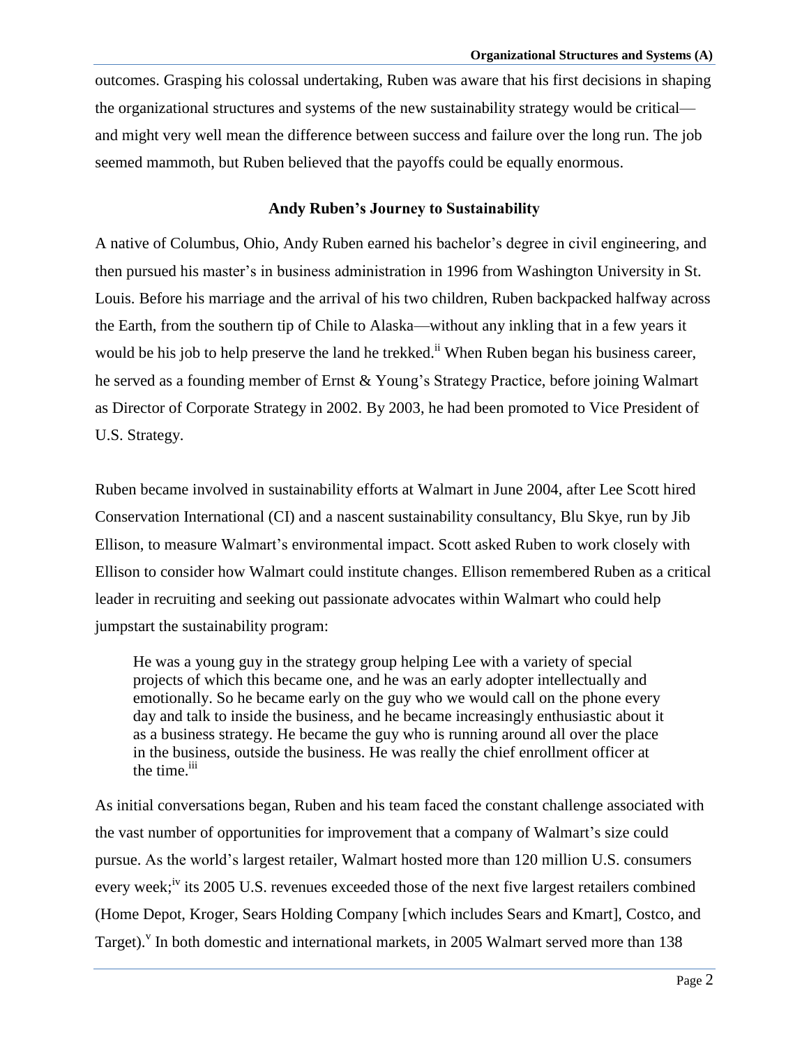outcomes. Grasping his colossal undertaking, Ruben was aware that his first decisions in shaping the organizational structures and systems of the new sustainability strategy would be critical—and might very well mean the difference between success and failure over the long run. The job seemed mammoth, but Ruben believed that the payoffs could be equally enormous.

## Andy Ruben's Journey to Sustainability

A native of Columbus, Ohio, Andy Ruben earned his bachelor's degree in civil engineering, and then pursued his master's in business administration in 1996 from Washington University in St. Louis. Before his marriage and the arrival of his two children, Ruben backpacked halfway across the Earth, from the southern tip of Chile to Alaska—without any inkling that in a few years it would be his job to help preserve the land he trekked.[ii] When Ruben began his business career, he served as a founding member of Ernst & Young's Strategy Practice, before joining Walmart as Director of Corporate Strategy in 2002. By 2003, he had been promoted to Vice President of U.S. Strategy.

Ruben became involved in sustainability efforts at Walmart in June 2004, after Lee Scott hired Conservation International (CI) and a nascent sustainability consultancy, Blu Skye, run by Jib Ellison, to measure Walmart's environmental impact. Scott asked Ruben to work closely with Ellison to consider how Walmart could institute changes. Ellison remembered Ruben as a critical leader in recruiting and seeking out passionate advocates within Walmart who could help jumpstart the sustainability program:

> He was a young guy in the strategy group helping Lee with a variety of special projects of which this became one, and he was an early adopter intellectually and emotionally. So he became early on the guy who we would call on the phone every day and talk to inside the business, and he became increasingly enthusiastic about it as a business strategy. He became the guy who is running around all over the place in the business, outside the business. He was really the chief enrollment officer at the time.[iii]

As initial conversations began, Ruben and his team faced the constant challenge associated with the vast number of opportunities for improvement that a company of Walmart's size could pursue. As the world's largest retailer, Walmart hosted more than 120 million U.S. consumers every week;[iv] its 2005 U.S. revenues exceeded those of the next five largest retailers combined (Home Depot, Kroger, Sears Holding Company [which includes Sears and Kmart], Costco, and Target).[v] In both domestic and international markets, in 2005 Walmart served more than 138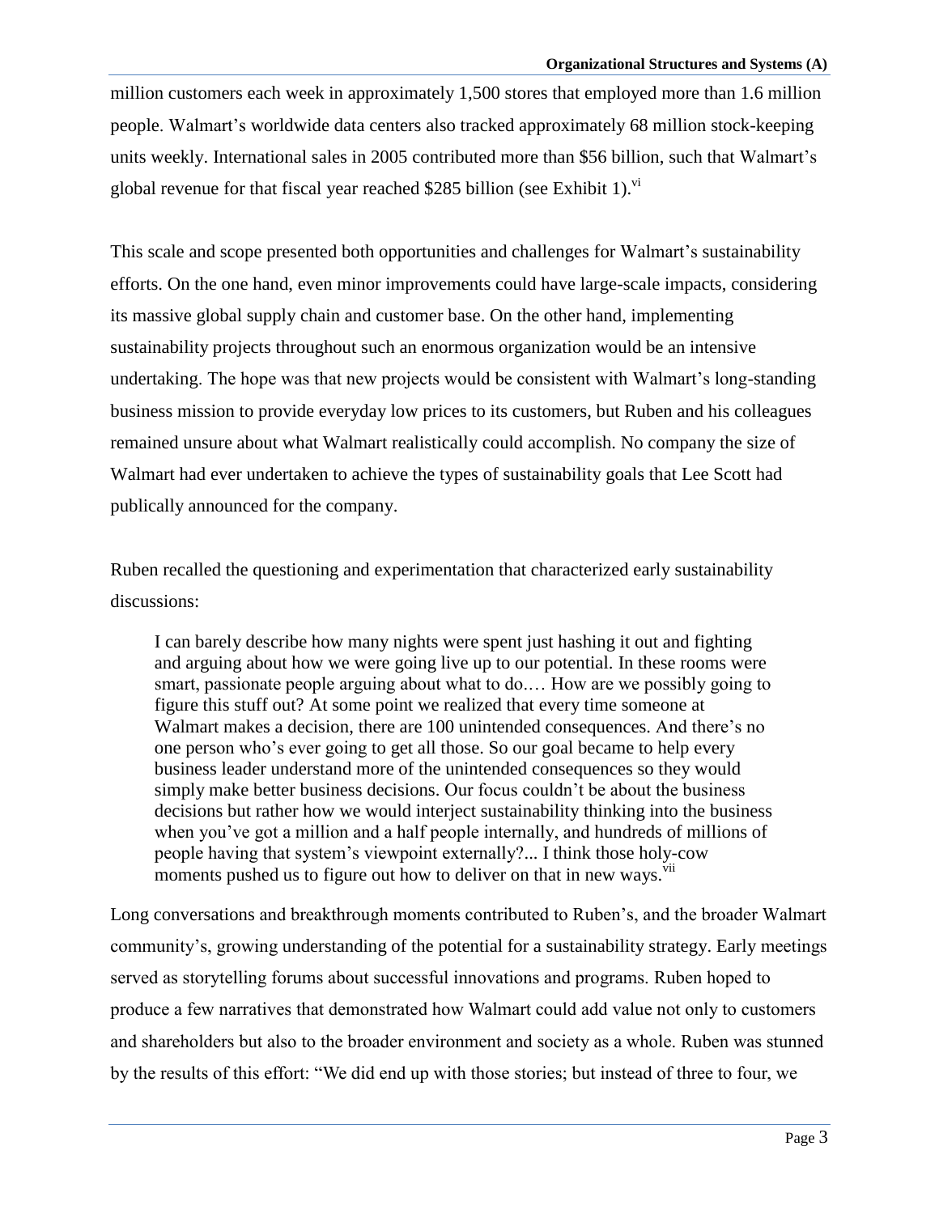million customers each week in approximately 1,500 stores that employed more than 1.6 million people. Walmart's worldwide data centers also tracked approximately 68 million stock-keeping units weekly. International sales in 2005 contributed more than $56 billion, such that Walmart's global revenue for that fiscal year reached $285 billion (see Exhibit 1).[vi]

This scale and scope presented both opportunities and challenges for Walmart's sustainability efforts. On the one hand, even minor improvements could have large-scale impacts, considering its massive global supply chain and customer base. On the other hand, implementing sustainability projects throughout such an enormous organization would be an intensive undertaking. The hope was that new projects would be consistent with Walmart's long-standing business mission to provide everyday low prices to its customers, but Ruben and his colleagues remained unsure about what Walmart realistically could accomplish. No company the size of Walmart had ever undertaken to achieve the types of sustainability goals that Lee Scott had publically announced for the company.

Ruben recalled the questioning and experimentation that characterized early sustainability discussions:

> I can barely describe how many nights were spent just hashing it out and fighting and arguing about how we were going live up to our potential. In these rooms were smart, passionate people arguing about what to do.… How are we possibly going to figure this stuff out? At some point we realized that every time someone at Walmart makes a decision, there are 100 unintended consequences. And there's no one person who's ever going to get all those. So our goal became to help every business leader understand more of the unintended consequences so they would simply make better business decisions. Our focus couldn't be about the business decisions but rather how we would interject sustainability thinking into the business when you've got a million and a half people internally, and hundreds of millions of people having that system's viewpoint externally?... I think those holy-cow moments pushed us to figure out how to deliver on that in new ways.[vii]

Long conversations and breakthrough moments contributed to Ruben's, and the broader Walmart community's, growing understanding of the potential for a sustainability strategy. Early meetings served as storytelling forums about successful innovations and programs. Ruben hoped to produce a few narratives that demonstrated how Walmart could add value not only to customers and shareholders but also to the broader environment and society as a whole. Ruben was stunned by the results of this effort: "We did end up with those stories; but instead of three to four, we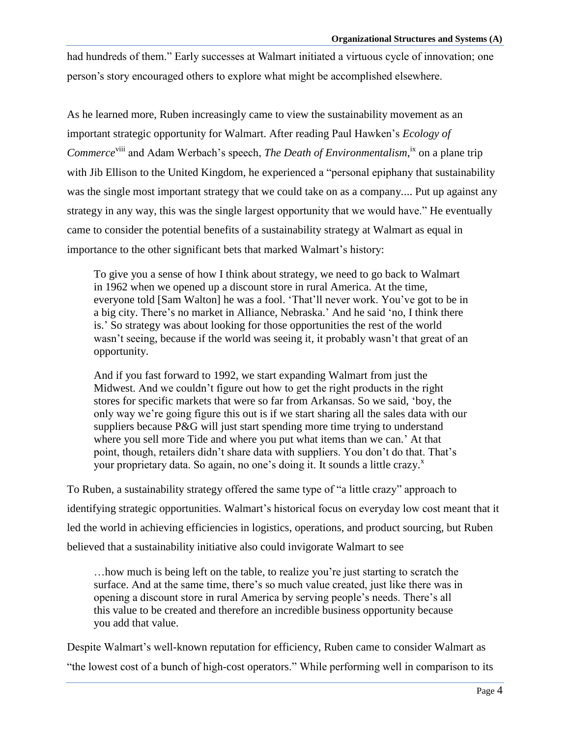had hundreds of them." Early successes at Walmart initiated a virtuous cycle of innovation; one person's story encouraged others to explore what might be accomplished elsewhere.

As he learned more, Ruben increasingly came to view the sustainability movement as an important strategic opportunity for Walmart. After reading Paul Hawken's *Ecology of Commerce*[viii] and Adam Werbach's speech, *The Death of Environmentalism*,[ix] on a plane trip with Jib Ellison to the United Kingdom, he experienced a "personal epiphany that sustainability was the single most important strategy that we could take on as a company.... Put up against any strategy in any way, this was the single largest opportunity that we would have." He eventually came to consider the potential benefits of a sustainability strategy at Walmart as equal in importance to the other significant bets that marked Walmart's history:

> To give you a sense of how I think about strategy, we need to go back to Walmart in 1962 when we opened up a discount store in rural America. At the time, everyone told [Sam Walton] he was a fool. 'That'll never work. You've got to be in a big city. There's no market in Alliance, Nebraska.' And he said 'no, I think there is.' So strategy was about looking for those opportunities the rest of the world wasn't seeing, because if the world was seeing it, it probably wasn't that great of an opportunity.
>
> And if you fast forward to 1992, we start expanding Walmart from just the Midwest. And we couldn't figure out how to get the right products in the right stores for specific markets that were so far from Arkansas. So we said, 'boy, the only way we're going figure this out is if we start sharing all the sales data with our suppliers because P&G will just start spending more time trying to understand where you sell more Tide and where you put what items than we can.' At that point, though, retailers didn't share data with suppliers. You don't do that. That's your proprietary data. So again, no one's doing it. It sounds a little crazy.[x]

To Ruben, a sustainability strategy offered the same type of "a little crazy" approach to identifying strategic opportunities. Walmart's historical focus on everyday low cost meant that it led the world in achieving efficiencies in logistics, operations, and product sourcing, but Ruben believed that a sustainability initiative also could invigorate Walmart to see

> …how much is being left on the table, to realize you're just starting to scratch the surface. And at the same time, there's so much value created, just like there was in opening a discount store in rural America by serving people's needs. There's all this value to be created and therefore an incredible business opportunity because you add that value.

Despite Walmart's well-known reputation for efficiency, Ruben came to consider Walmart as "the lowest cost of a bunch of high-cost operators." While performing well in comparison to its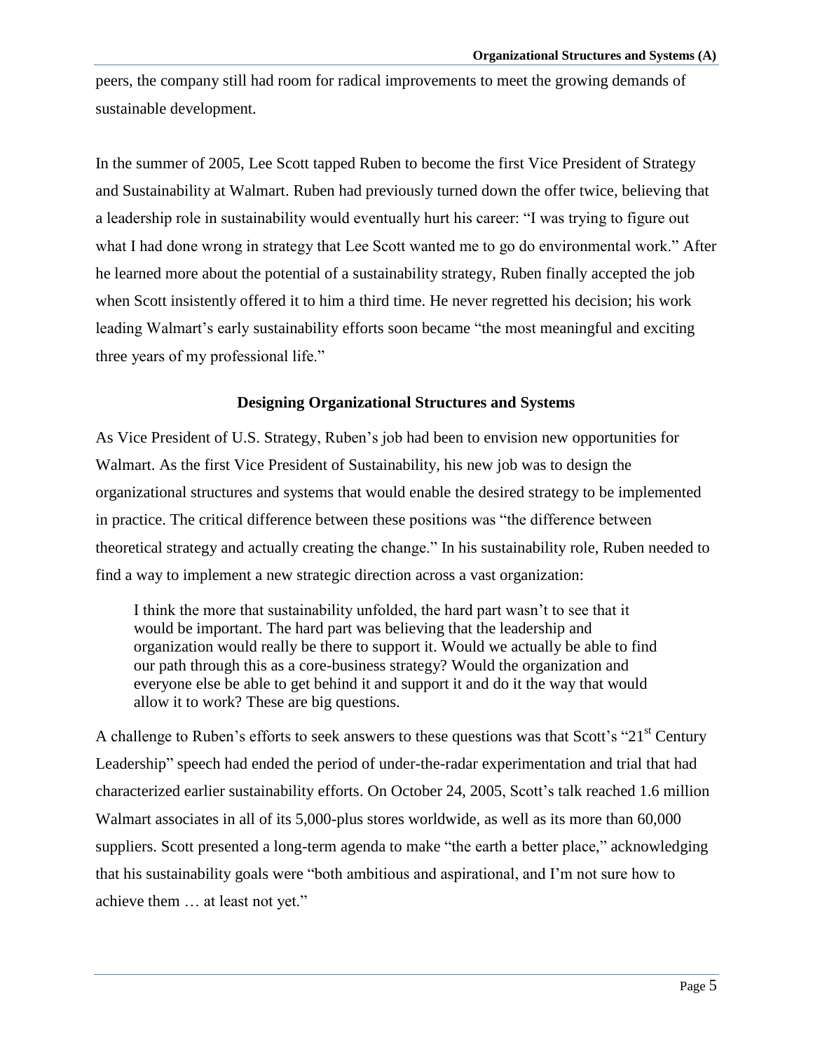peers, the company still had room for radical improvements to meet the growing demands of sustainable development.

In the summer of 2005, Lee Scott tapped Ruben to become the first Vice President of Strategy and Sustainability at Walmart. Ruben had previously turned down the offer twice, believing that a leadership role in sustainability would eventually hurt his career: "I was trying to figure out what I had done wrong in strategy that Lee Scott wanted me to go do environmental work." After he learned more about the potential of a sustainability strategy, Ruben finally accepted the job when Scott insistently offered it to him a third time. He never regretted his decision; his work leading Walmart's early sustainability efforts soon became "the most meaningful and exciting three years of my professional life."

## Designing Organizational Structures and Systems

As Vice President of U.S. Strategy, Ruben's job had been to envision new opportunities for Walmart. As the first Vice President of Sustainability, his new job was to design the organizational structures and systems that would enable the desired strategy to be implemented in practice. The critical difference between these positions was "the difference between theoretical strategy and actually creating the change." In his sustainability role, Ruben needed to find a way to implement a new strategic direction across a vast organization:

> I think the more that sustainability unfolded, the hard part wasn't to see that it would be important. The hard part was believing that the leadership and organization would really be there to support it. Would we actually be able to find our path through this as a core-business strategy? Would the organization and everyone else be able to get behind it and support it and do it the way that would allow it to work? These are big questions.

A challenge to Ruben's efforts to seek answers to these questions was that Scott's "21st Century Leadership" speech had ended the period of under-the-radar experimentation and trial that had characterized earlier sustainability efforts. On October 24, 2005, Scott's talk reached 1.6 million Walmart associates in all of its 5,000-plus stores worldwide, as well as its more than 60,000 suppliers. Scott presented a long-term agenda to make "the earth a better place," acknowledging that his sustainability goals were "both ambitious and aspirational, and I'm not sure how to achieve them … at least not yet."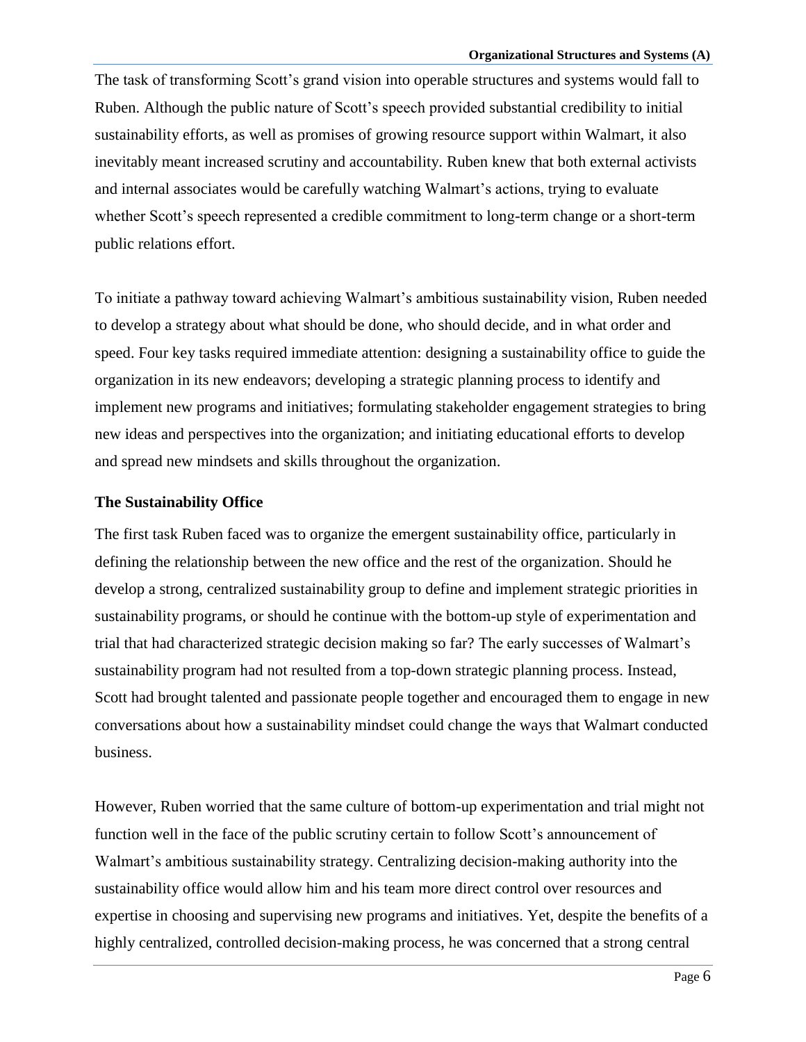The task of transforming Scott's grand vision into operable structures and systems would fall to Ruben. Although the public nature of Scott's speech provided substantial credibility to initial sustainability efforts, as well as promises of growing resource support within Walmart, it also inevitably meant increased scrutiny and accountability. Ruben knew that both external activists and internal associates would be carefully watching Walmart's actions, trying to evaluate whether Scott's speech represented a credible commitment to long-term change or a short-term public relations effort.

To initiate a pathway toward achieving Walmart's ambitious sustainability vision, Ruben needed to develop a strategy about what should be done, who should decide, and in what order and speed. Four key tasks required immediate attention: designing a sustainability office to guide the organization in its new endeavors; developing a strategic planning process to identify and implement new programs and initiatives; formulating stakeholder engagement strategies to bring new ideas and perspectives into the organization; and initiating educational efforts to develop and spread new mindsets and skills throughout the organization.

**The Sustainability Office**

The first task Ruben faced was to organize the emergent sustainability office, particularly in defining the relationship between the new office and the rest of the organization. Should he develop a strong, centralized sustainability group to define and implement strategic priorities in sustainability programs, or should he continue with the bottom-up style of experimentation and trial that had characterized strategic decision making so far? The early successes of Walmart's sustainability program had not resulted from a top-down strategic planning process. Instead, Scott had brought talented and passionate people together and encouraged them to engage in new conversations about how a sustainability mindset could change the ways that Walmart conducted business.

However, Ruben worried that the same culture of bottom-up experimentation and trial might not function well in the face of the public scrutiny certain to follow Scott's announcement of Walmart's ambitious sustainability strategy. Centralizing decision-making authority into the sustainability office would allow him and his team more direct control over resources and expertise in choosing and supervising new programs and initiatives. Yet, despite the benefits of a highly centralized, controlled decision-making process, he was concerned that a strong central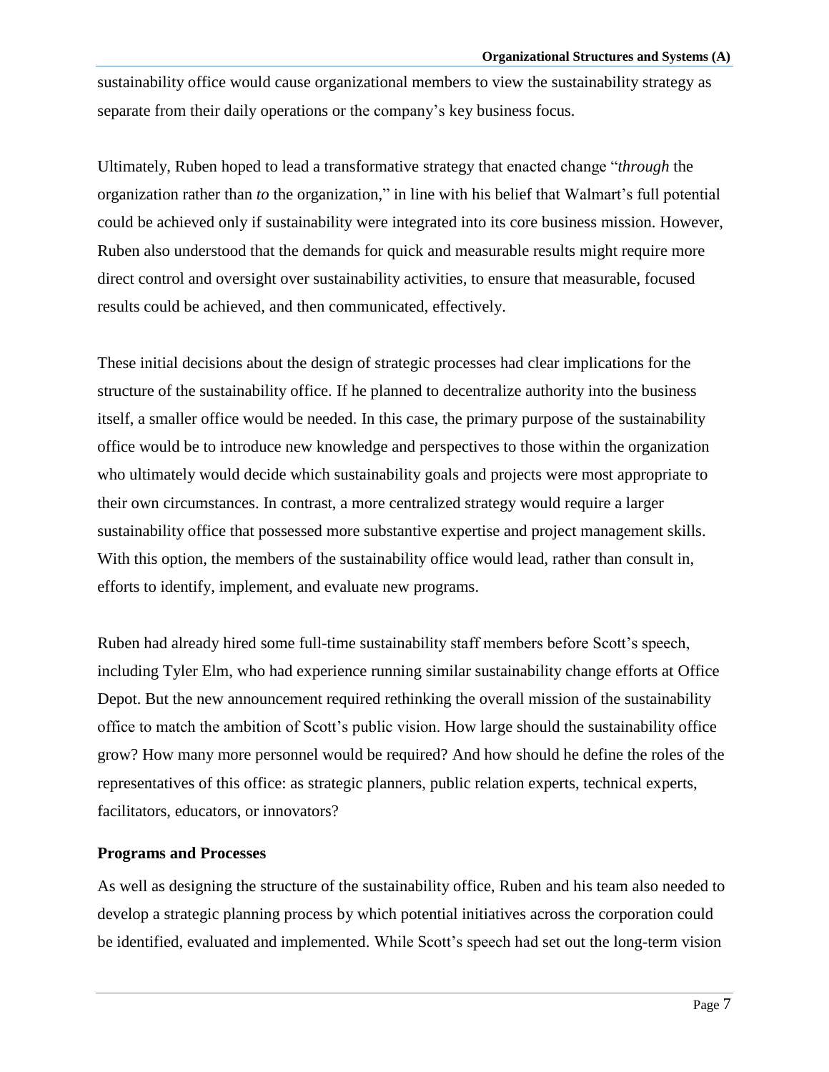sustainability office would cause organizational members to view the sustainability strategy as separate from their daily operations or the company's key business focus.

Ultimately, Ruben hoped to lead a transformative strategy that enacted change "*through* the organization rather than *to* the organization," in line with his belief that Walmart's full potential could be achieved only if sustainability were integrated into its core business mission. However, Ruben also understood that the demands for quick and measurable results might require more direct control and oversight over sustainability activities, to ensure that measurable, focused results could be achieved, and then communicated, effectively.

These initial decisions about the design of strategic processes had clear implications for the structure of the sustainability office. If he planned to decentralize authority into the business itself, a smaller office would be needed. In this case, the primary purpose of the sustainability office would be to introduce new knowledge and perspectives to those within the organization who ultimately would decide which sustainability goals and projects were most appropriate to their own circumstances. In contrast, a more centralized strategy would require a larger sustainability office that possessed more substantive expertise and project management skills. With this option, the members of the sustainability office would lead, rather than consult in, efforts to identify, implement, and evaluate new programs.

Ruben had already hired some full-time sustainability staff members before Scott's speech, including Tyler Elm, who had experience running similar sustainability change efforts at Office Depot. But the new announcement required rethinking the overall mission of the sustainability office to match the ambition of Scott's public vision. How large should the sustainability office grow? How many more personnel would be required? And how should he define the roles of the representatives of this office: as strategic planners, public relation experts, technical experts, facilitators, educators, or innovators?

### Programs and Processes

As well as designing the structure of the sustainability office, Ruben and his team also needed to develop a strategic planning process by which potential initiatives across the corporation could be identified, evaluated and implemented. While Scott's speech had set out the long-term vision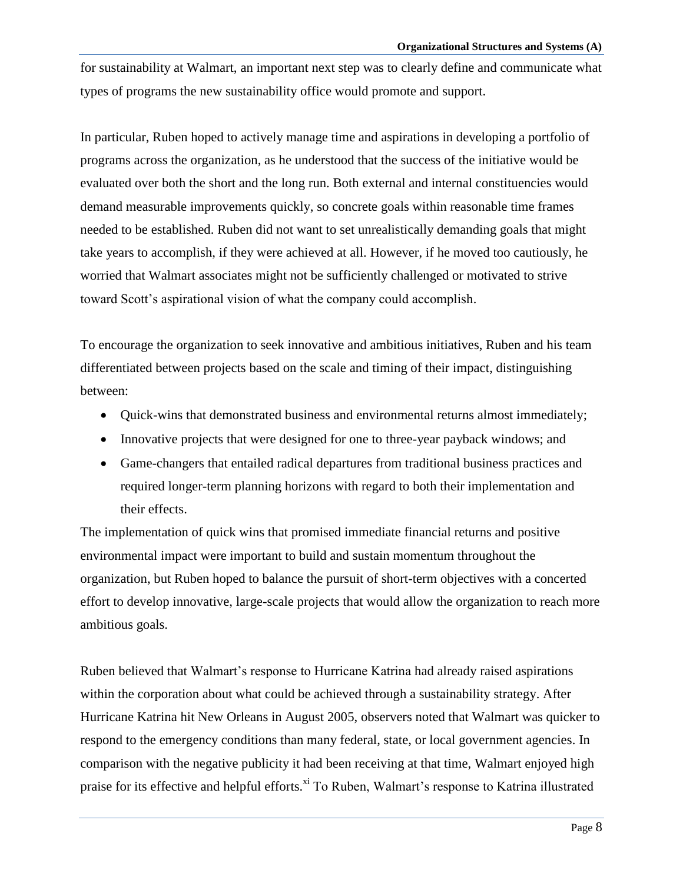for sustainability at Walmart, an important next step was to clearly define and communicate what types of programs the new sustainability office would promote and support.

In particular, Ruben hoped to actively manage time and aspirations in developing a portfolio of programs across the organization, as he understood that the success of the initiative would be evaluated over both the short and the long run. Both external and internal constituencies would demand measurable improvements quickly, so concrete goals within reasonable time frames needed to be established. Ruben did not want to set unrealistically demanding goals that might take years to accomplish, if they were achieved at all. However, if he moved too cautiously, he worried that Walmart associates might not be sufficiently challenged or motivated to strive toward Scott's aspirational vision of what the company could accomplish.

To encourage the organization to seek innovative and ambitious initiatives, Ruben and his team differentiated between projects based on the scale and timing of their impact, distinguishing between:

- Quick-wins that demonstrated business and environmental returns almost immediately;
- Innovative projects that were designed for one to three-year payback windows; and
- Game-changers that entailed radical departures from traditional business practices and required longer-term planning horizons with regard to both their implementation and their effects.

The implementation of quick wins that promised immediate financial returns and positive environmental impact were important to build and sustain momentum throughout the organization, but Ruben hoped to balance the pursuit of short-term objectives with a concerted effort to develop innovative, large-scale projects that would allow the organization to reach more ambitious goals.

Ruben believed that Walmart's response to Hurricane Katrina had already raised aspirations within the corporation about what could be achieved through a sustainability strategy. After Hurricane Katrina hit New Orleans in August 2005, observers noted that Walmart was quicker to respond to the emergency conditions than many federal, state, or local government agencies. In comparison with the negative publicity it had been receiving at that time, Walmart enjoyed high praise for its effective and helpful efforts.[xi] To Ruben, Walmart's response to Katrina illustrated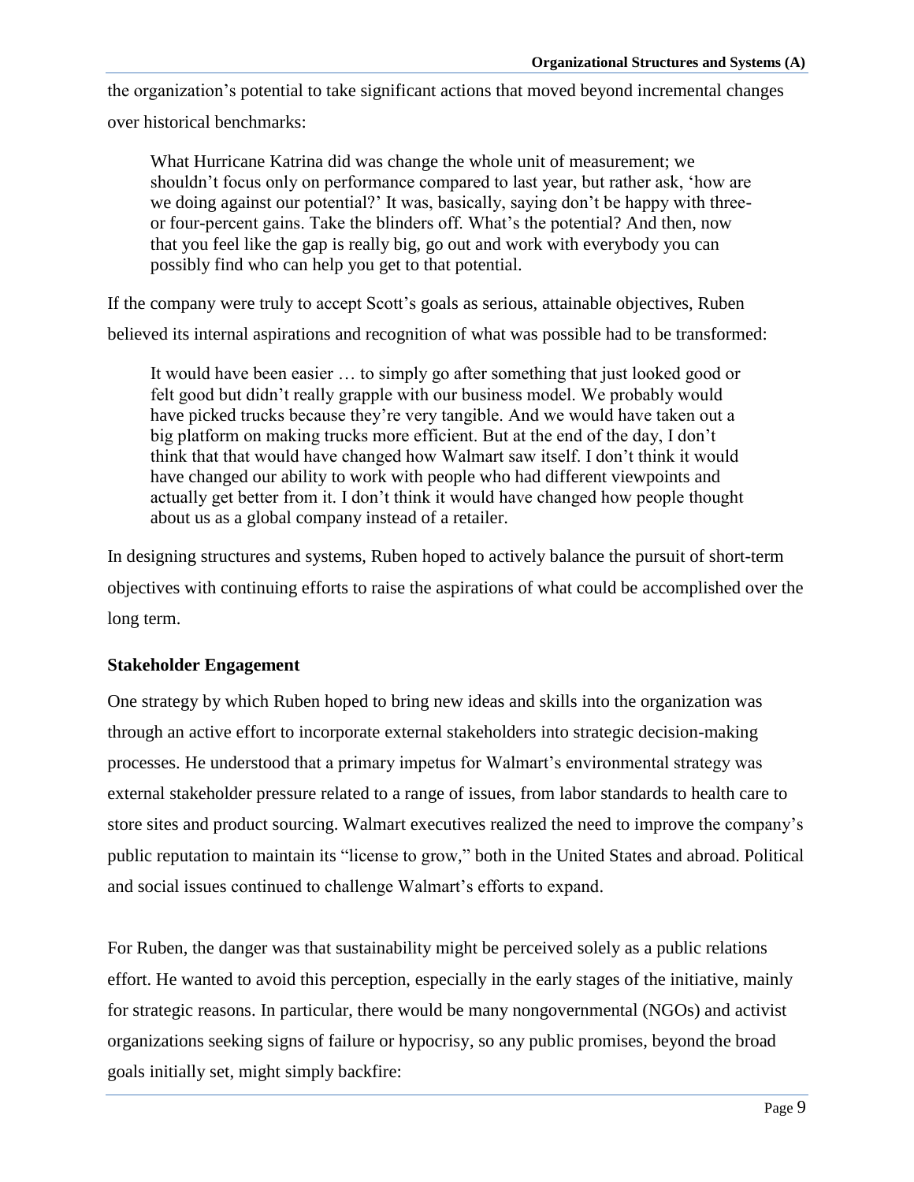the organization's potential to take significant actions that moved beyond incremental changes over historical benchmarks:

> What Hurricane Katrina did was change the whole unit of measurement; we shouldn't focus only on performance compared to last year, but rather ask, 'how are we doing against our potential?' It was, basically, saying don't be happy with three- or four-percent gains. Take the blinders off. What's the potential? And then, now that you feel like the gap is really big, go out and work with everybody you can possibly find who can help you get to that potential.

If the company were truly to accept Scott's goals as serious, attainable objectives, Ruben believed its internal aspirations and recognition of what was possible had to be transformed:

> It would have been easier … to simply go after something that just looked good or felt good but didn't really grapple with our business model. We probably would have picked trucks because they're very tangible. And we would have taken out a big platform on making trucks more efficient. But at the end of the day, I don't think that that would have changed how Walmart saw itself. I don't think it would have changed our ability to work with people who had different viewpoints and actually get better from it. I don't think it would have changed how people thought about us as a global company instead of a retailer.

In designing structures and systems, Ruben hoped to actively balance the pursuit of short-term objectives with continuing efforts to raise the aspirations of what could be accomplished over the long term.

### Stakeholder Engagement

One strategy by which Ruben hoped to bring new ideas and skills into the organization was through an active effort to incorporate external stakeholders into strategic decision-making processes. He understood that a primary impetus for Walmart's environmental strategy was external stakeholder pressure related to a range of issues, from labor standards to health care to store sites and product sourcing. Walmart executives realized the need to improve the company's public reputation to maintain its "license to grow," both in the United States and abroad. Political and social issues continued to challenge Walmart's efforts to expand.

For Ruben, the danger was that sustainability might be perceived solely as a public relations effort. He wanted to avoid this perception, especially in the early stages of the initiative, mainly for strategic reasons. In particular, there would be many nongovernmental (NGOs) and activist organizations seeking signs of failure or hypocrisy, so any public promises, beyond the broad goals initially set, might simply backfire: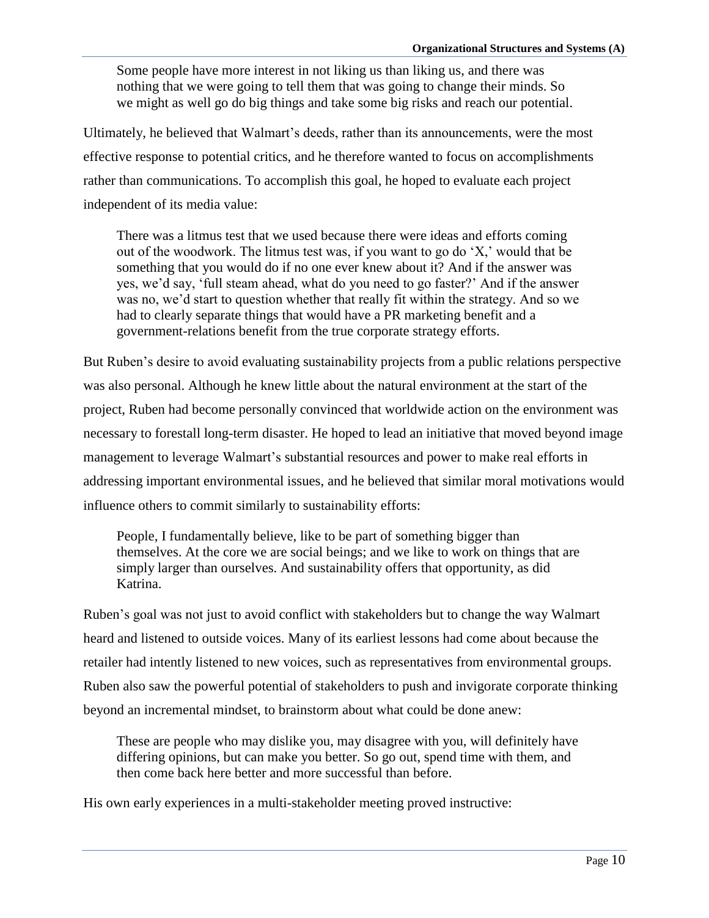> Some people have more interest in not liking us than liking us, and there was nothing that we were going to tell them that was going to change their minds. So we might as well go do big things and take some big risks and reach our potential.

Ultimately, he believed that Walmart's deeds, rather than its announcements, were the most effective response to potential critics, and he therefore wanted to focus on accomplishments rather than communications. To accomplish this goal, he hoped to evaluate each project independent of its media value:

> There was a litmus test that we used because there were ideas and efforts coming out of the woodwork. The litmus test was, if you want to go do 'X,' would that be something that you would do if no one ever knew about it? And if the answer was yes, we'd say, 'full steam ahead, what do you need to go faster?' And if the answer was no, we'd start to question whether that really fit within the strategy. And so we had to clearly separate things that would have a PR marketing benefit and a government-relations benefit from the true corporate strategy efforts.

But Ruben's desire to avoid evaluating sustainability projects from a public relations perspective was also personal. Although he knew little about the natural environment at the start of the project, Ruben had become personally convinced that worldwide action on the environment was necessary to forestall long-term disaster. He hoped to lead an initiative that moved beyond image management to leverage Walmart's substantial resources and power to make real efforts in addressing important environmental issues, and he believed that similar moral motivations would influence others to commit similarly to sustainability efforts:

> People, I fundamentally believe, like to be part of something bigger than themselves. At the core we are social beings; and we like to work on things that are simply larger than ourselves. And sustainability offers that opportunity, as did Katrina.

Ruben's goal was not just to avoid conflict with stakeholders but to change the way Walmart heard and listened to outside voices. Many of its earliest lessons had come about because the retailer had intently listened to new voices, such as representatives from environmental groups. Ruben also saw the powerful potential of stakeholders to push and invigorate corporate thinking beyond an incremental mindset, to brainstorm about what could be done anew:

> These are people who may dislike you, may disagree with you, will definitely have differing opinions, but can make you better. So go out, spend time with them, and then come back here better and more successful than before.

His own early experiences in a multi-stakeholder meeting proved instructive: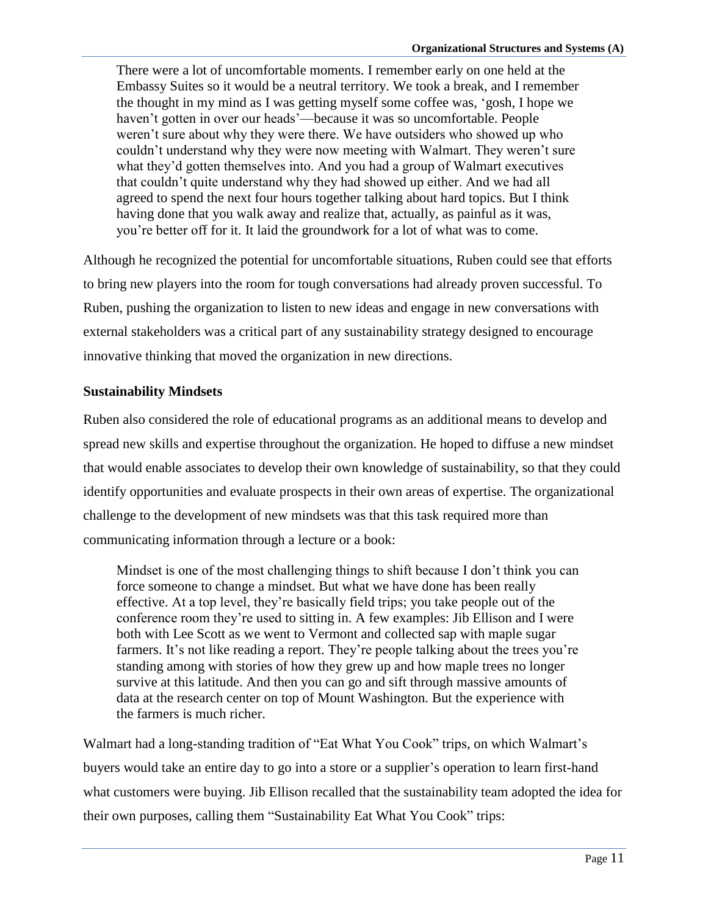> There were a lot of uncomfortable moments. I remember early on one held at the Embassy Suites so it would be a neutral territory. We took a break, and I remember the thought in my mind as I was getting myself some coffee was, 'gosh, I hope we haven't gotten in over our heads'—because it was so uncomfortable. People weren't sure about why they were there. We have outsiders who showed up who couldn't understand why they were now meeting with Walmart. They weren't sure what they'd gotten themselves into. And you had a group of Walmart executives that couldn't quite understand why they had showed up either. And we had all agreed to spend the next four hours together talking about hard topics. But I think having done that you walk away and realize that, actually, as painful as it was, you're better off for it. It laid the groundwork for a lot of what was to come.

Although he recognized the potential for uncomfortable situations, Ruben could see that efforts to bring new players into the room for tough conversations had already proven successful. To Ruben, pushing the organization to listen to new ideas and engage in new conversations with external stakeholders was a critical part of any sustainability strategy designed to encourage innovative thinking that moved the organization in new directions.

**Sustainability Mindsets**

Ruben also considered the role of educational programs as an additional means to develop and spread new skills and expertise throughout the organization. He hoped to diffuse a new mindset that would enable associates to develop their own knowledge of sustainability, so that they could identify opportunities and evaluate prospects in their own areas of expertise. The organizational challenge to the development of new mindsets was that this task required more than communicating information through a lecture or a book:

> Mindset is one of the most challenging things to shift because I don't think you can force someone to change a mindset. But what we have done has been really effective. At a top level, they're basically field trips; you take people out of the conference room they're used to sitting in. A few examples: Jib Ellison and I were both with Lee Scott as we went to Vermont and collected sap with maple sugar farmers. It's not like reading a report. They're people talking about the trees you're standing among with stories of how they grew up and how maple trees no longer survive at this latitude. And then you can go and sift through massive amounts of data at the research center on top of Mount Washington. But the experience with the farmers is much richer.

Walmart had a long-standing tradition of "Eat What You Cook" trips, on which Walmart's buyers would take an entire day to go into a store or a supplier's operation to learn first-hand what customers were buying. Jib Ellison recalled that the sustainability team adopted the idea for their own purposes, calling them "Sustainability Eat What You Cook" trips: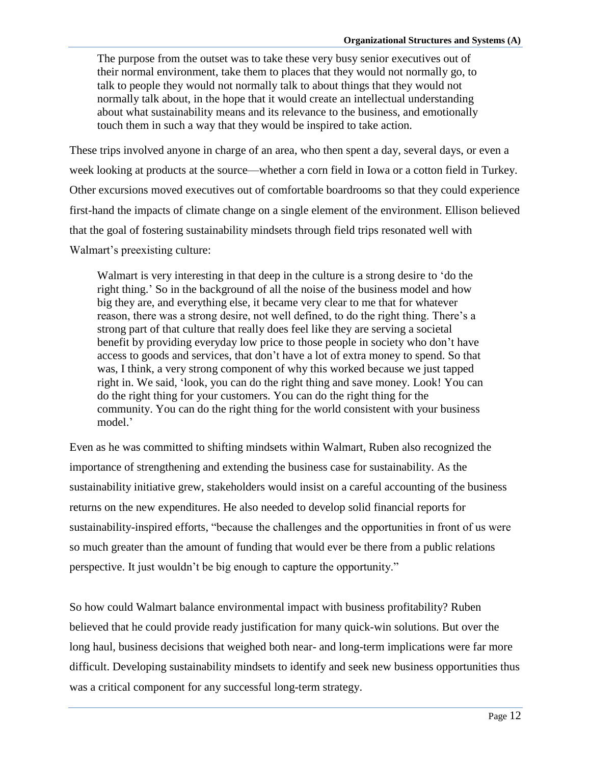> The purpose from the outset was to take these very busy senior executives out of their normal environment, take them to places that they would not normally go, to talk to people they would not normally talk to about things that they would not normally talk about, in the hope that it would create an intellectual understanding about what sustainability means and its relevance to the business, and emotionally touch them in such a way that they would be inspired to take action.

These trips involved anyone in charge of an area, who then spent a day, several days, or even a week looking at products at the source—whether a corn field in Iowa or a cotton field in Turkey. Other excursions moved executives out of comfortable boardrooms so that they could experience first-hand the impacts of climate change on a single element of the environment. Ellison believed that the goal of fostering sustainability mindsets through field trips resonated well with Walmart's preexisting culture:

> Walmart is very interesting in that deep in the culture is a strong desire to 'do the right thing.' So in the background of all the noise of the business model and how big they are, and everything else, it became very clear to me that for whatever reason, there was a strong desire, not well defined, to do the right thing. There's a strong part of that culture that really does feel like they are serving a societal benefit by providing everyday low price to those people in society who don't have access to goods and services, that don't have a lot of extra money to spend. So that was, I think, a very strong component of why this worked because we just tapped right in. We said, 'look, you can do the right thing and save money. Look! You can do the right thing for your customers. You can do the right thing for the community. You can do the right thing for the world consistent with your business model.'

Even as he was committed to shifting mindsets within Walmart, Ruben also recognized the importance of strengthening and extending the business case for sustainability. As the sustainability initiative grew, stakeholders would insist on a careful accounting of the business returns on the new expenditures. He also needed to develop solid financial reports for sustainability-inspired efforts, "because the challenges and the opportunities in front of us were so much greater than the amount of funding that would ever be there from a public relations perspective. It just wouldn't be big enough to capture the opportunity."

So how could Walmart balance environmental impact with business profitability? Ruben believed that he could provide ready justification for many quick-win solutions. But over the long haul, business decisions that weighed both near- and long-term implications were far more difficult. Developing sustainability mindsets to identify and seek new business opportunities thus was a critical component for any successful long-term strategy.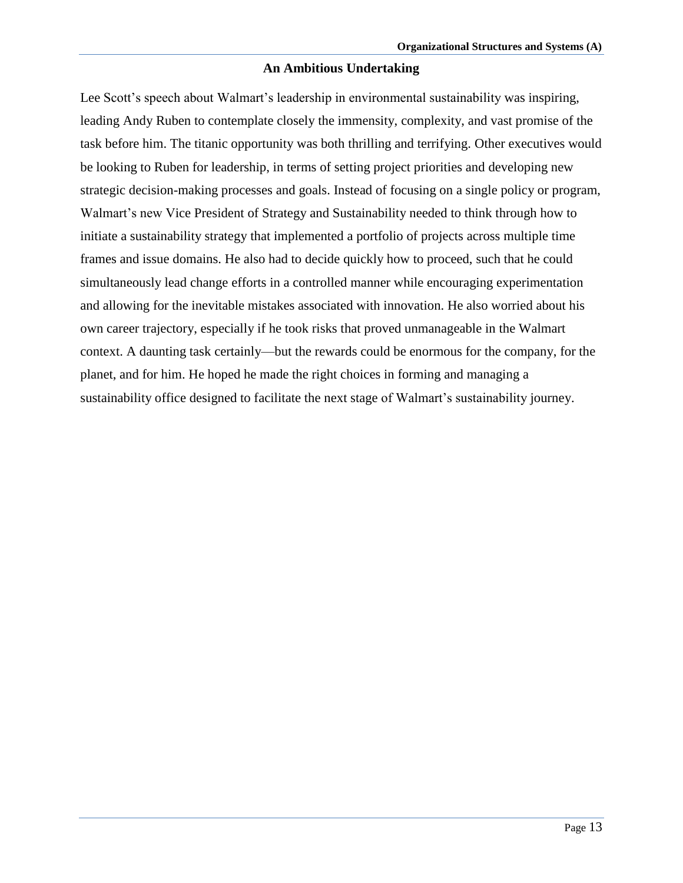## An Ambitious Undertaking

Lee Scott's speech about Walmart's leadership in environmental sustainability was inspiring, leading Andy Ruben to contemplate closely the immensity, complexity, and vast promise of the task before him. The titanic opportunity was both thrilling and terrifying. Other executives would be looking to Ruben for leadership, in terms of setting project priorities and developing new strategic decision-making processes and goals. Instead of focusing on a single policy or program, Walmart's new Vice President of Strategy and Sustainability needed to think through how to initiate a sustainability strategy that implemented a portfolio of projects across multiple time frames and issue domains. He also had to decide quickly how to proceed, such that he could simultaneously lead change efforts in a controlled manner while encouraging experimentation and allowing for the inevitable mistakes associated with innovation. He also worried about his own career trajectory, especially if he took risks that proved unmanageable in the Walmart context. A daunting task certainly—but the rewards could be enormous for the company, for the planet, and for him. He hoped he made the right choices in forming and managing a sustainability office designed to facilitate the next stage of Walmart's sustainability journey.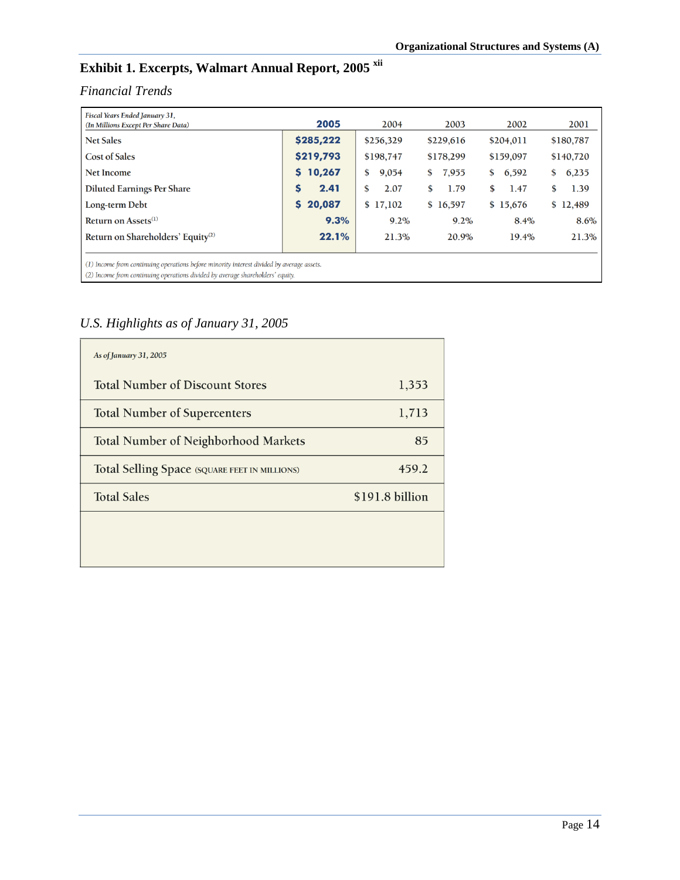## Exhibit 1. Excerpts, Walmart Annual Report, 2005 [xii]

*Financial Trends*

| *Fiscal Years Ended January 31, (In Millions Except Per Share Data)* | **2005** | 2004 | 2003 | 2002 | 2001 |
|---|---|---|---|---|---|
| Net Sales | **$285,222** | $256,329 | $229,616 | $204,011 | $180,787 |
| Cost of Sales | **$219,793** | $198,747 | $178,299 | $159,097 | $140,720 |
| Net Income | **$ 10,267** | $ 9,054 | $ 7,955 | $ 6,592 | $ 6,235 |
| Diluted Earnings Per Share | **$ 2.41** | $ 2.07 | $ 1.79 | $ 1.47 | $ 1.39 |
| Long-term Debt | **$ 20,087** | $ 17,102 | $ 16,597 | $ 15,676 | $ 12,489 |
| Return on Assets[1] | **9.3%** | 9.2% | 9.2% | 8.4% | 8.6% |
| Return on Shareholders' Equity[2] | **22.1%** | 21.3% | 20.9% | 19.4% | 21.3% |

*(1) Income from continuing operations before minority interest divided by average assets.*
*(2) Income from continuing operations divided by average shareholders' equity.*

*U.S. Highlights as of January 31, 2005*

| *As of January 31, 2005* | |
|---|---|
| Total Number of Discount Stores | 1,353 |
| Total Number of Supercenters | 1,713 |
| Total Number of Neighborhood Markets | 85 |
| Total Selling Space (SQUARE FEET IN MILLIONS) | 459.2 |
| Total Sales | $191.8 billion |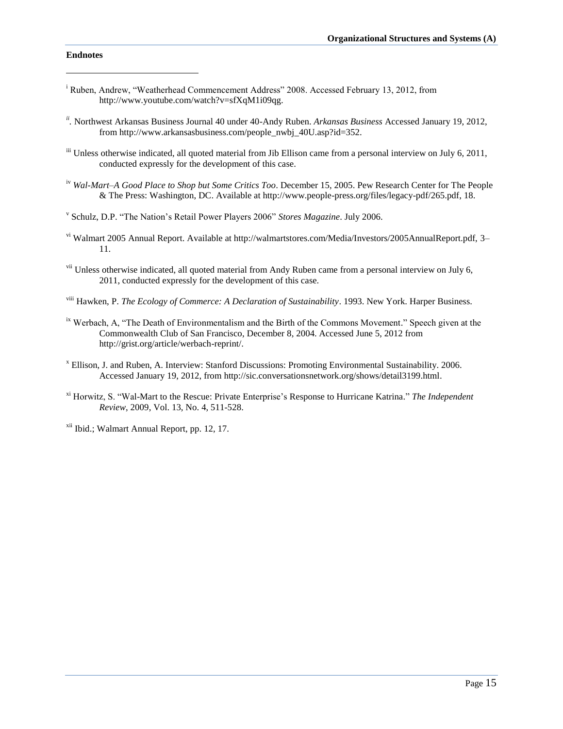**Endnotes**

[i] Ruben, Andrew, "Weatherhead Commencement Address" 2008. Accessed February 13, 2012, from http://www.youtube.com/watch?v=sfXqM1i09qg.

[ii]. Northwest Arkansas Business Journal 40 under 40-Andy Ruben. *Arkansas Business* Accessed January 19, 2012, from http://www.arkansasbusiness.com/people_nwbj_40U.asp?id=352.

[iii] Unless otherwise indicated, all quoted material from Jib Ellison came from a personal interview on July 6, 2011, conducted expressly for the development of this case.

[iv] *Wal-Mart–A Good Place to Shop but Some Critics Too*. December 15, 2005. Pew Research Center for The People & The Press: Washington, DC. Available at http://www.people-press.org/files/legacy-pdf/265.pdf, 18.

[v] Schulz, D.P. "The Nation's Retail Power Players 2006" *Stores Magazine*. July 2006.

[vi] Walmart 2005 Annual Report. Available at http://walmartstores.com/Media/Investors/2005AnnualReport.pdf, 3–11.

[vii] Unless otherwise indicated, all quoted material from Andy Ruben came from a personal interview on July 6, 2011, conducted expressly for the development of this case.

[viii] Hawken, P. *The Ecology of Commerce: A Declaration of Sustainability*. 1993. New York. Harper Business.

[ix] Werbach, A, "The Death of Environmentalism and the Birth of the Commons Movement." Speech given at the Commonwealth Club of San Francisco, December 8, 2004. Accessed June 5, 2012 from http://grist.org/article/werbach-reprint/.

[x] Ellison, J. and Ruben, A. Interview: Stanford Discussions: Promoting Environmental Sustainability. 2006. Accessed January 19, 2012, from http://sic.conversationsnetwork.org/shows/detail3199.html.

[xi] Horwitz, S. "Wal-Mart to the Rescue: Private Enterprise's Response to Hurricane Katrina." *The Independent Review*, 2009, Vol. 13, No. 4, 511-528.

[xii] Ibid.; Walmart Annual Report, pp. 12, 17.